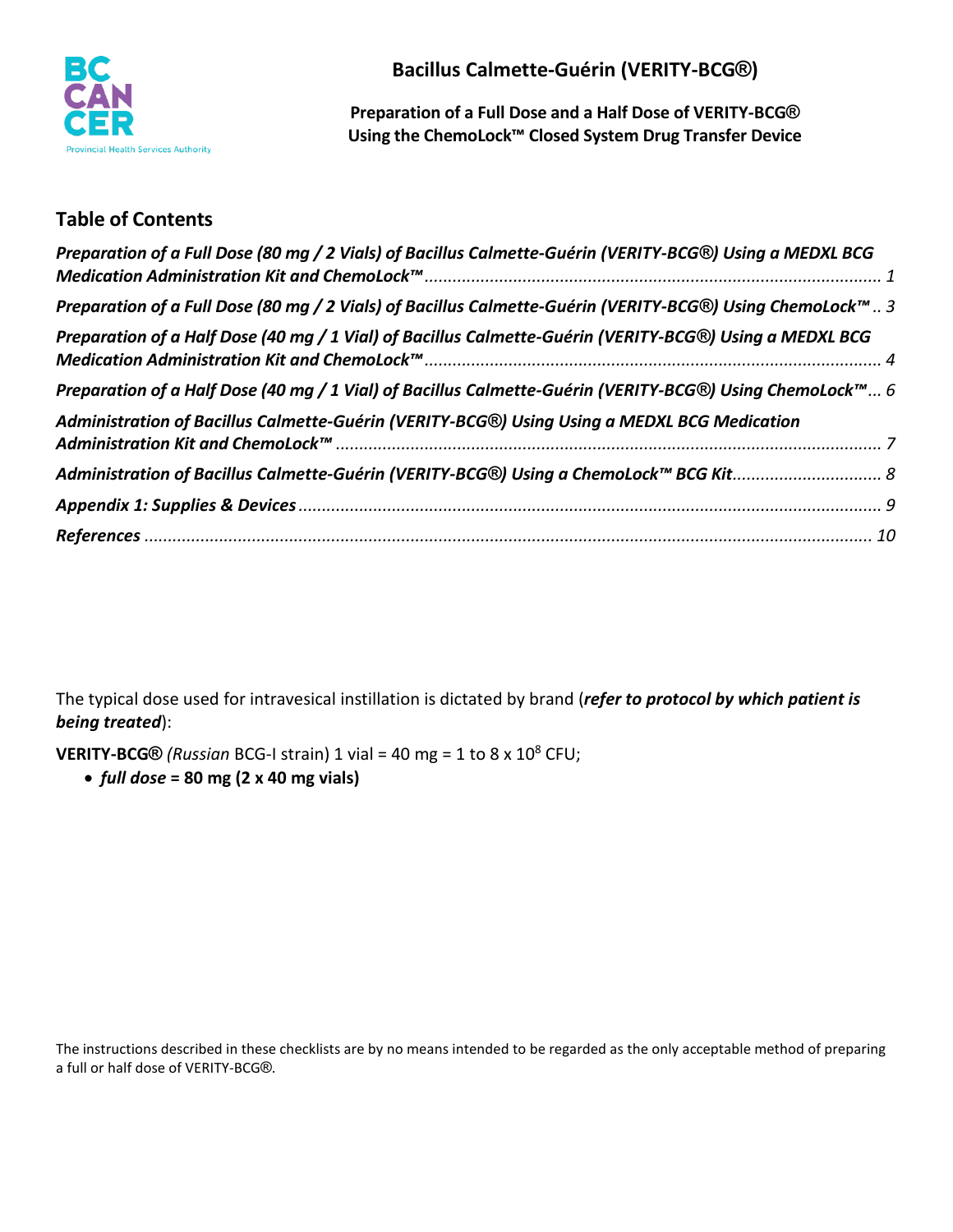# Bacillus Calmette-Guérin (VERITY-BCG®)

## Preparation of a Full Dose and a Half Dose of VERITY-BCG® Using the ChemoLock™ Closed System Drug Transfer Device

## Table of Contents

*Preparation of a Full Dose (80 mg / 2 Vials) of Bacillus Calmette-Guérin (VERITY-BCG®) Using a MEDXL BCG Medication Administration Kit and ChemoLock™* ........ 1

*Preparation of a Full Dose (80 mg / 2 Vials) of Bacillus Calmette-Guérin (VERITY-BCG®) Using ChemoLock™* .. 3

*Preparation of a Half Dose (40 mg / 1 Vial) of Bacillus Calmette-Guérin (VERITY-BCG®) Using a MEDXL BCG Medication Administration Kit and ChemoLock™* ........ 4

*Preparation of a Half Dose (40 mg / 1 Vial) of Bacillus Calmette-Guérin (VERITY-BCG®) Using ChemoLock™* ... 6

*Administration of Bacillus Calmette-Guérin (VERITY-BCG®) Using Using a MEDXL BCG Medication Administration Kit and ChemoLock™* ........ 7

*Administration of Bacillus Calmette-Guérin (VERITY-BCG®) Using a ChemoLock™ BCG Kit* ........ 8

*Appendix 1: Supplies & Devices* ........ 9

*References* ........ 10

The typical dose used for intravesical instillation is dictated by brand (***refer to protocol by which patient is being treated***):

**VERITY-BCG®** *(Russian* BCG-I strain) 1 vial = 40 mg = 1 to 8 x $10^8$ CFU;

- ***full dose* = 80 mg (2 x 40 mg vials)**

The instructions described in these checklists are by no means intended to be regarded as the only acceptable method of preparing a full or half dose of VERITY-BCG®.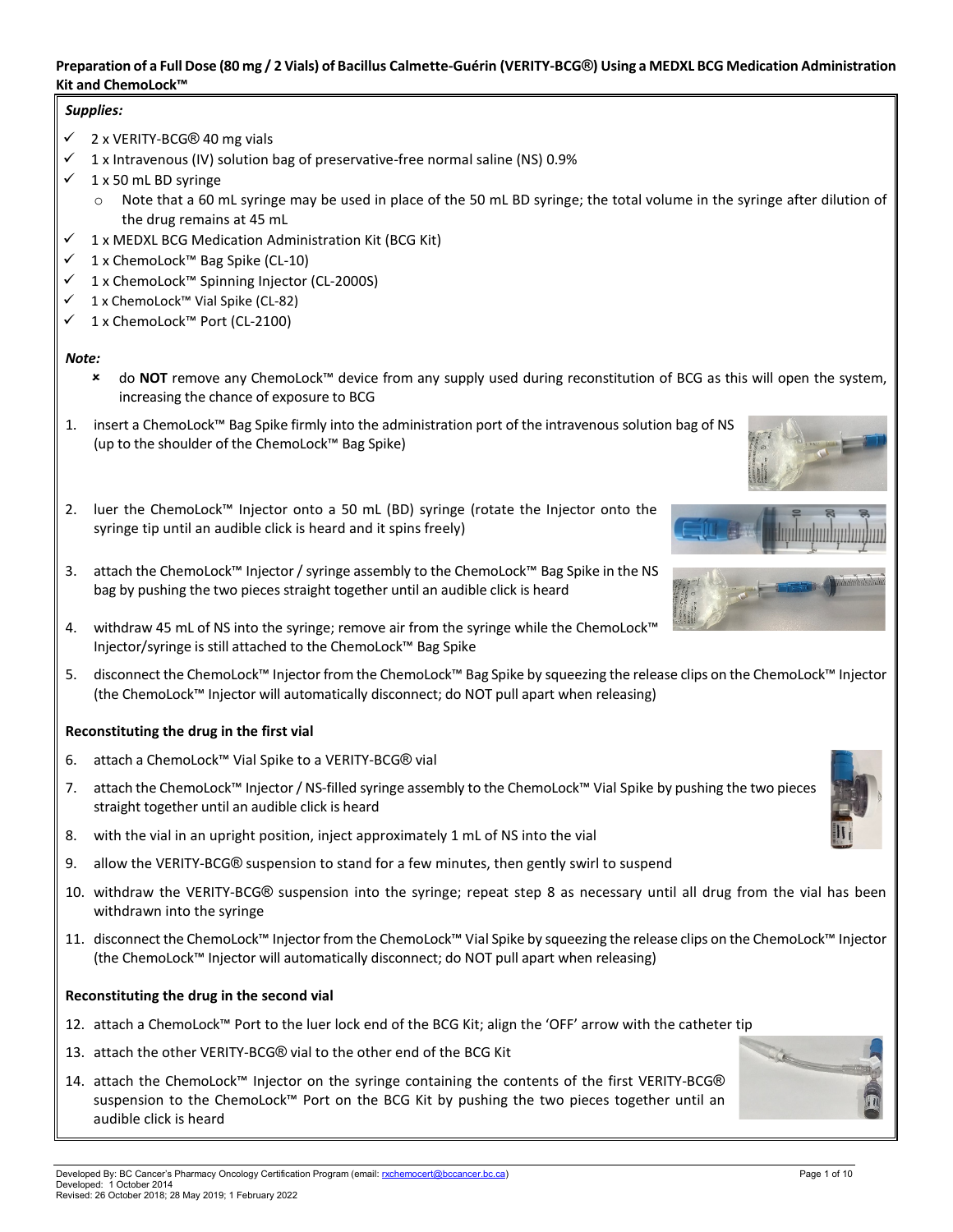**Preparation of a Full Dose (80 mg / 2 Vials) of Bacillus Calmette-Guérin (VERITY-BCG®) Using a MEDXL BCG Medication Administration Kit and ChemoLock™**

***Supplies:***

- ✓ 2 x VERITY-BCG® 40 mg vials
- ✓ 1 x Intravenous (IV) solution bag of preservative-free normal saline (NS) 0.9%
- ✓ 1 x 50 mL BD syringe
  - Note that a 60 mL syringe may be used in place of the 50 mL BD syringe; the total volume in the syringe after dilution of the drug remains at 45 mL
- ✓ 1 x MEDXL BCG Medication Administration Kit (BCG Kit)
- ✓ 1 x ChemoLock™ Bag Spike (CL-10)
- ✓ 1 x ChemoLock™ Spinning Injector (CL-2000S)
- ✓ 1 x ChemoLock™ Vial Spike (CL-82)
- ✓ 1 x ChemoLock™ Port (CL-2100)

***Note:***

- × do **NOT** remove any ChemoLock™ device from any supply used during reconstitution of BCG as this will open the system, increasing the chance of exposure to BCG

1. insert a ChemoLock™ Bag Spike firmly into the administration port of the intravenous solution bag of NS (up to the shoulder of the ChemoLock™ Bag Spike)
2. luer the ChemoLock™ Injector onto a 50 mL (BD) syringe (rotate the Injector onto the syringe tip until an audible click is heard and it spins freely)
3. attach the ChemoLock™ Injector / syringe assembly to the ChemoLock™ Bag Spike in the NS bag by pushing the two pieces straight together until an audible click is heard
4. withdraw 45 mL of NS into the syringe; remove air from the syringe while the ChemoLock™ Injector/syringe is still attached to the ChemoLock™ Bag Spike
5. disconnect the ChemoLock™ Injector from the ChemoLock™ Bag Spike by squeezing the release clips on the ChemoLock™ Injector (the ChemoLock™ Injector will automatically disconnect; do NOT pull apart when releasing)

**Reconstituting the drug in the first vial**

6. attach a ChemoLock™ Vial Spike to a VERITY-BCG® vial
7. attach the ChemoLock™ Injector / NS-filled syringe assembly to the ChemoLock™ Vial Spike by pushing the two pieces straight together until an audible click is heard
8. with the vial in an upright position, inject approximately 1 mL of NS into the vial
9. allow the VERITY-BCG® suspension to stand for a few minutes, then gently swirl to suspend
10. withdraw the VERITY-BCG® suspension into the syringe; repeat step 8 as necessary until all drug from the vial has been withdrawn into the syringe
11. disconnect the ChemoLock™ Injector from the ChemoLock™ Vial Spike by squeezing the release clips on the ChemoLock™ Injector (the ChemoLock™ Injector will automatically disconnect; do NOT pull apart when releasing)

**Reconstituting the drug in the second vial**

12. attach a ChemoLock™ Port to the luer lock end of the BCG Kit; align the 'OFF' arrow with the catheter tip
13. attach the other VERITY-BCG® vial to the other end of the BCG Kit
14. attach the ChemoLock™ Injector on the syringe containing the contents of the first VERITY-BCG® suspension to the ChemoLock™ Port on the BCG Kit by pushing the two pieces together until an audible click is heard

Developed By: BC Cancer's Pharmacy Oncology Certification Program (email: rxchemocert@bccancer.bc.ca)
Developed: 1 October 2014
Revised: 26 October 2018; 28 May 2019; 1 February 2022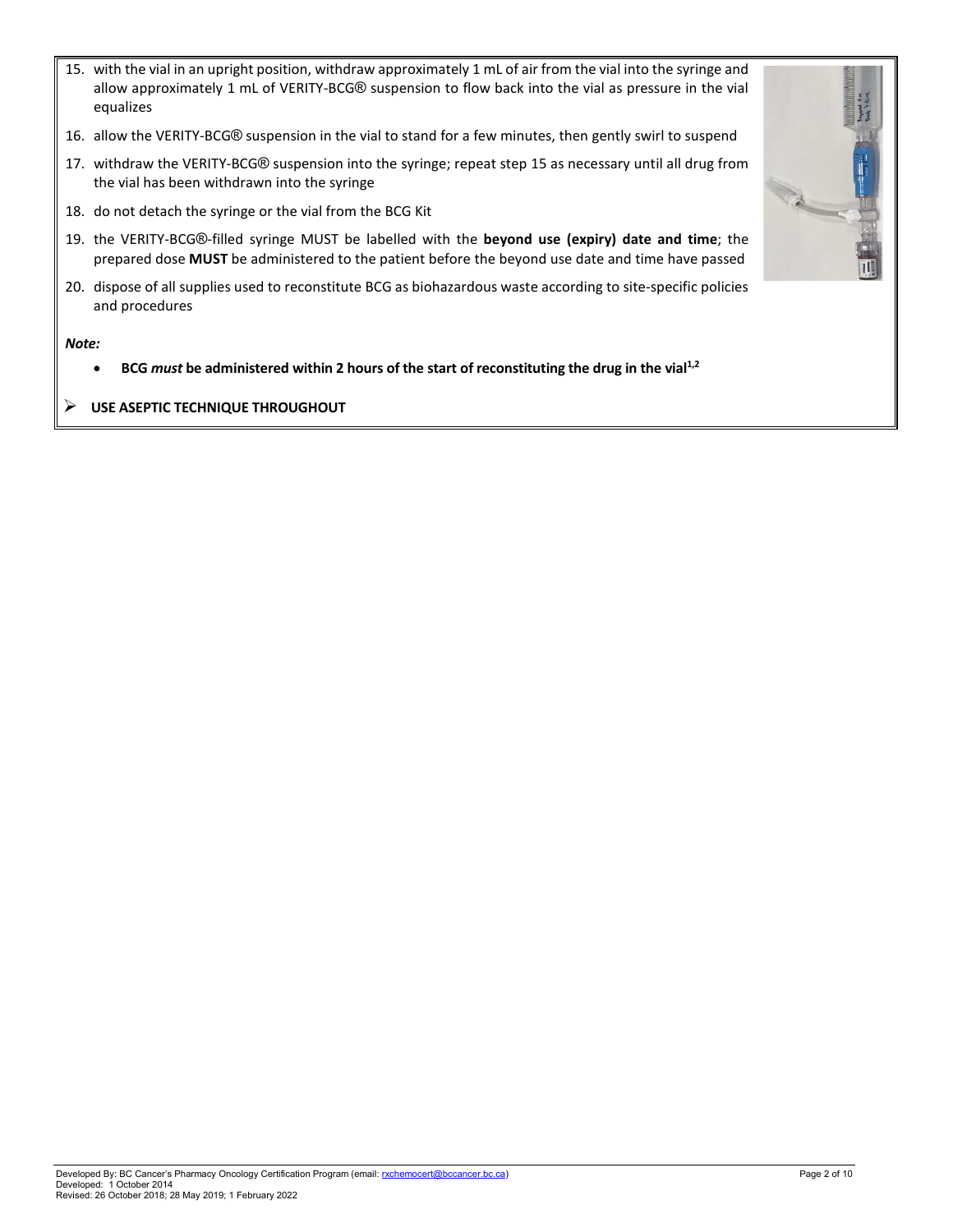15. with the vial in an upright position, withdraw approximately 1 mL of air from the vial into the syringe and allow approximately 1 mL of VERITY-BCG® suspension to flow back into the vial as pressure in the vial equalizes
16. allow the VERITY-BCG® suspension in the vial to stand for a few minutes, then gently swirl to suspend
17. withdraw the VERITY-BCG® suspension into the syringe; repeat step 15 as necessary until all drug from the vial has been withdrawn into the syringe
18. do not detach the syringe or the vial from the BCG Kit
19. the VERITY-BCG®-filled syringe MUST be labelled with the **beyond use (expiry) date and time**; the prepared dose **MUST** be administered to the patient before the beyond use date and time have passed
20. dispose of all supplies used to reconstitute BCG as biohazardous waste according to site-specific policies and procedures

***Note:***

- **BCG *must* be administered within 2 hours of the start of reconstituting the drug in the vial[1,2]**

➢ **USE ASEPTIC TECHNIQUE THROUGHOUT**

Developed By: BC Cancer's Pharmacy Oncology Certification Program (email: rxchemocert@bccancer.bc.ca)
Developed: 1 October 2014
Revised: 26 October 2018; 28 May 2019; 1 February 2022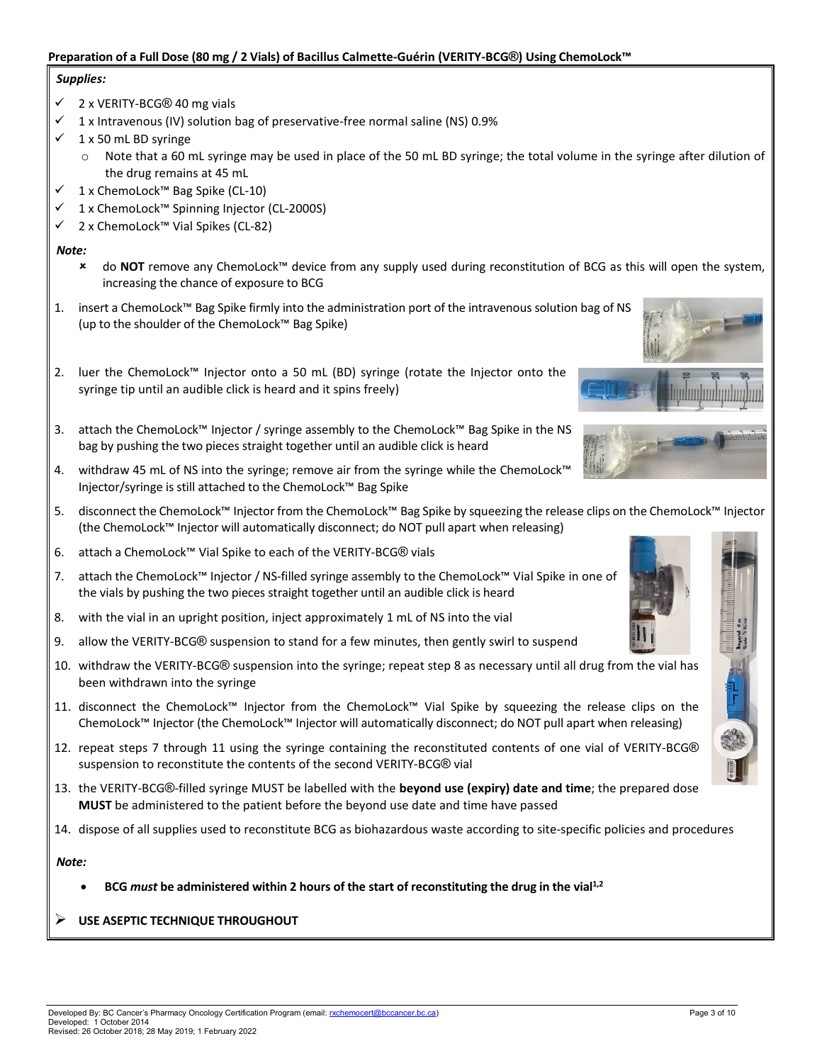**Preparation of a Full Dose (80 mg / 2 Vials) of Bacillus Calmette-Guérin (VERITY-BCG®) Using ChemoLock™**

***Supplies:***

- ✓ 2 x VERITY-BCG® 40 mg vials
- ✓ 1 x Intravenous (IV) solution bag of preservative-free normal saline (NS) 0.9%
- ✓ 1 x 50 mL BD syringe
  - Note that a 60 mL syringe may be used in place of the 50 mL BD syringe; the total volume in the syringe after dilution of the drug remains at 45 mL
- ✓ 1 x ChemoLock™ Bag Spike (CL-10)
- ✓ 1 x ChemoLock™ Spinning Injector (CL-2000S)
- ✓ 2 x ChemoLock™ Vial Spikes (CL-82)

***Note:***

- ✗ do **NOT** remove any ChemoLock™ device from any supply used during reconstitution of BCG as this will open the system, increasing the chance of exposure to BCG

1. insert a ChemoLock™ Bag Spike firmly into the administration port of the intravenous solution bag of NS (up to the shoulder of the ChemoLock™ Bag Spike)
2. luer the ChemoLock™ Injector onto a 50 mL (BD) syringe (rotate the Injector onto the syringe tip until an audible click is heard and it spins freely)
3. attach the ChemoLock™ Injector / syringe assembly to the ChemoLock™ Bag Spike in the NS bag by pushing the two pieces straight together until an audible click is heard
4. withdraw 45 mL of NS into the syringe; remove air from the syringe while the ChemoLock™ Injector/syringe is still attached to the ChemoLock™ Bag Spike
5. disconnect the ChemoLock™ Injector from the ChemoLock™ Bag Spike by squeezing the release clips on the ChemoLock™ Injector (the ChemoLock™ Injector will automatically disconnect; do NOT pull apart when releasing)
6. attach a ChemoLock™ Vial Spike to each of the VERITY-BCG® vials
7. attach the ChemoLock™ Injector / NS-filled syringe assembly to the ChemoLock™ Vial Spike in one of the vials by pushing the two pieces straight together until an audible click is heard
8. with the vial in an upright position, inject approximately 1 mL of NS into the vial
9. allow the VERITY-BCG® suspension to stand for a few minutes, then gently swirl to suspend
10. withdraw the VERITY-BCG® suspension into the syringe; repeat step 8 as necessary until all drug from the vial has been withdrawn into the syringe
11. disconnect the ChemoLock™ Injector from the ChemoLock™ Vial Spike by squeezing the release clips on the ChemoLock™ Injector (the ChemoLock™ Injector will automatically disconnect; do NOT pull apart when releasing)
12. repeat steps 7 through 11 using the syringe containing the reconstituted contents of one vial of VERITY-BCG® suspension to reconstitute the contents of the second VERITY-BCG® vial
13. the VERITY-BCG®-filled syringe MUST be labelled with the **beyond use (expiry) date and time**; the prepared dose **MUST** be administered to the patient before the beyond use date and time have passed
14. dispose of all supplies used to reconstitute BCG as biohazardous waste according to site-specific policies and procedures

***Note:***

- **BCG *must* be administered within 2 hours of the start of reconstituting the drug in the vial[1,2]**

➢ **USE ASEPTIC TECHNIQUE THROUGHOUT**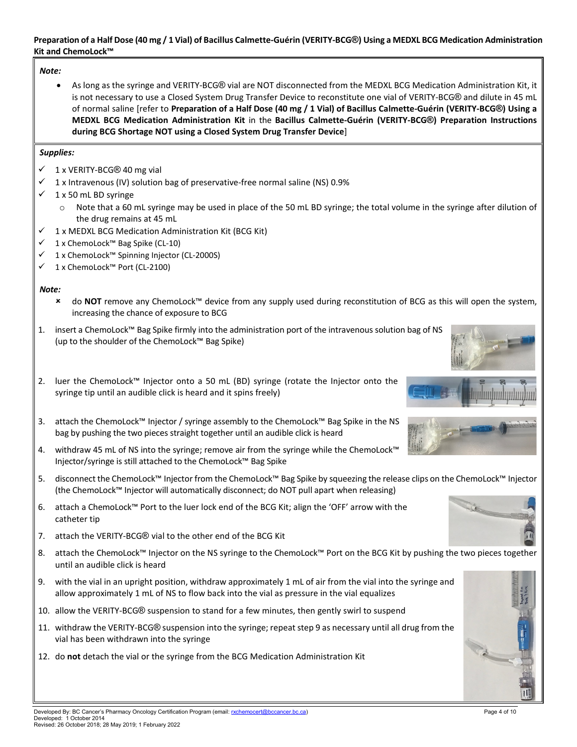**Preparation of a Half Dose (40 mg / 1 Vial) of Bacillus Calmette-Guérin (VERITY-BCG®) Using a MEDXL BCG Medication Administration Kit and ChemoLock™**

***Note:***

- As long as the syringe and VERITY-BCG® vial are NOT disconnected from the MEDXL BCG Medication Administration Kit, it is not necessary to use a Closed System Drug Transfer Device to reconstitute one vial of VERITY-BCG® and dilute in 45 mL of normal saline [refer to **Preparation of a Half Dose (40 mg / 1 Vial) of Bacillus Calmette-Guérin (VERITY-BCG®) Using a MEDXL BCG Medication Administration Kit** in the **Bacillus Calmette-Guérin (VERITY-BCG®) Preparation Instructions during BCG Shortage NOT using a Closed System Drug Transfer Device**]

***Supplies:***

- ✓ 1 x VERITY-BCG® 40 mg vial
- ✓ 1 x Intravenous (IV) solution bag of preservative-free normal saline (NS) 0.9%
- ✓ 1 x 50 mL BD syringe
  - Note that a 60 mL syringe may be used in place of the 50 mL BD syringe; the total volume in the syringe after dilution of the drug remains at 45 mL
- ✓ 1 x MEDXL BCG Medication Administration Kit (BCG Kit)
- ✓ 1 x ChemoLock™ Bag Spike (CL-10)
- ✓ 1 x ChemoLock™ Spinning Injector (CL-2000S)
- ✓ 1 x ChemoLock™ Port (CL-2100)

***Note:***

- ✗ do **NOT** remove any ChemoLock™ device from any supply used during reconstitution of BCG as this will open the system, increasing the chance of exposure to BCG

1. insert a ChemoLock™ Bag Spike firmly into the administration port of the intravenous solution bag of NS (up to the shoulder of the ChemoLock™ Bag Spike)
2. luer the ChemoLock™ Injector onto a 50 mL (BD) syringe (rotate the Injector onto the syringe tip until an audible click is heard and it spins freely)
3. attach the ChemoLock™ Injector / syringe assembly to the ChemoLock™ Bag Spike in the NS bag by pushing the two pieces straight together until an audible click is heard
4. withdraw 45 mL of NS into the syringe; remove air from the syringe while the ChemoLock™ Injector/syringe is still attached to the ChemoLock™ Bag Spike
5. disconnect the ChemoLock™ Injector from the ChemoLock™ Bag Spike by squeezing the release clips on the ChemoLock™ Injector (the ChemoLock™ Injector will automatically disconnect; do NOT pull apart when releasing)
6. attach a ChemoLock™ Port to the luer lock end of the BCG Kit; align the 'OFF' arrow with the catheter tip
7. attach the VERITY-BCG® vial to the other end of the BCG Kit
8. attach the ChemoLock™ Injector on the NS syringe to the ChemoLock™ Port on the BCG Kit by pushing the two pieces together until an audible click is heard
9. with the vial in an upright position, withdraw approximately 1 mL of air from the vial into the syringe and allow approximately 1 mL of NS to flow back into the vial as pressure in the vial equalizes
10. allow the VERITY-BCG® suspension to stand for a few minutes, then gently swirl to suspend
11. withdraw the VERITY-BCG® suspension into the syringe; repeat step 9 as necessary until all drug from the vial has been withdrawn into the syringe
12. do **not** detach the vial or the syringe from the BCG Medication Administration Kit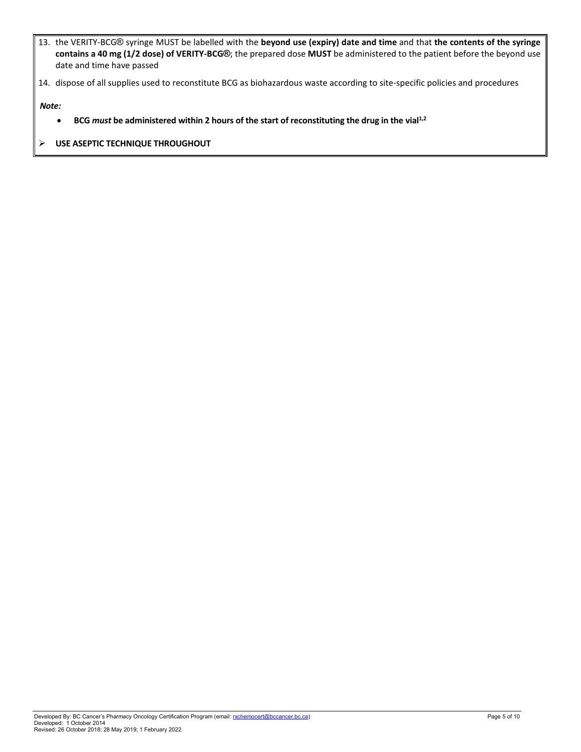13. the VERITY-BCG® syringe MUST be labelled with the **beyond use (expiry) date and time** and that **the contents of the syringe contains a 40 mg (1/2 dose) of VERITY-BCG®**; the prepared dose **MUST** be administered to the patient before the beyond use date and time have passed
14. dispose of all supplies used to reconstitute BCG as biohazardous waste according to site-specific policies and procedures

***Note:***

- **BCG *must* be administered within 2 hours of the start of reconstituting the drug in the vial[1,2]**

➢ **USE ASEPTIC TECHNIQUE THROUGHOUT**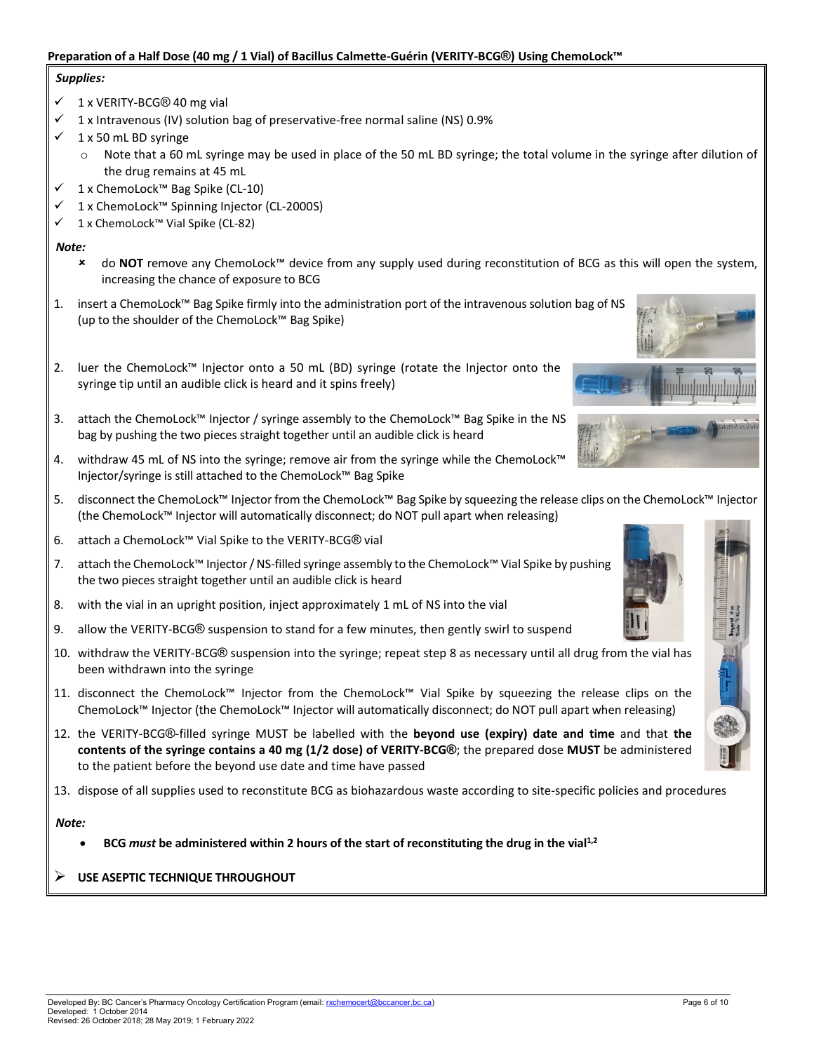**Preparation of a Half Dose (40 mg / 1 Vial) of Bacillus Calmette-Guérin (VERITY-BCG®) Using ChemoLock™**

***Supplies:***

- ✓ 1 x VERITY-BCG® 40 mg vial
- ✓ 1 x Intravenous (IV) solution bag of preservative-free normal saline (NS) 0.9%
- ✓ 1 x 50 mL BD syringe
  - Note that a 60 mL syringe may be used in place of the 50 mL BD syringe; the total volume in the syringe after dilution of the drug remains at 45 mL
- ✓ 1 x ChemoLock™ Bag Spike (CL-10)
- ✓ 1 x ChemoLock™ Spinning Injector (CL-2000S)
- ✓ 1 x ChemoLock™ Vial Spike (CL-82)

***Note:***

- ✗ do **NOT** remove any ChemoLock™ device from any supply used during reconstitution of BCG as this will open the system, increasing the chance of exposure to BCG

1. insert a ChemoLock™ Bag Spike firmly into the administration port of the intravenous solution bag of NS (up to the shoulder of the ChemoLock™ Bag Spike)
2. luer the ChemoLock™ Injector onto a 50 mL (BD) syringe (rotate the Injector onto the syringe tip until an audible click is heard and it spins freely)
3. attach the ChemoLock™ Injector / syringe assembly to the ChemoLock™ Bag Spike in the NS bag by pushing the two pieces straight together until an audible click is heard
4. withdraw 45 mL of NS into the syringe; remove air from the syringe while the ChemoLock™ Injector/syringe is still attached to the ChemoLock™ Bag Spike
5. disconnect the ChemoLock™ Injector from the ChemoLock™ Bag Spike by squeezing the release clips on the ChemoLock™ Injector (the ChemoLock™ Injector will automatically disconnect; do NOT pull apart when releasing)
6. attach a ChemoLock™ Vial Spike to the VERITY-BCG® vial
7. attach the ChemoLock™ Injector / NS-filled syringe assembly to the ChemoLock™ Vial Spike by pushing the two pieces straight together until an audible click is heard
8. with the vial in an upright position, inject approximately 1 mL of NS into the vial
9. allow the VERITY-BCG® suspension to stand for a few minutes, then gently swirl to suspend
10. withdraw the VERITY-BCG® suspension into the syringe; repeat step 8 as necessary until all drug from the vial has been withdrawn into the syringe
11. disconnect the ChemoLock™ Injector from the ChemoLock™ Vial Spike by squeezing the release clips on the ChemoLock™ Injector (the ChemoLock™ Injector will automatically disconnect; do NOT pull apart when releasing)
12. the VERITY-BCG®-filled syringe MUST be labelled with the **beyond use (expiry) date and time** and that **the contents of the syringe contains a 40 mg (1/2 dose) of VERITY-BCG®**; the prepared dose **MUST** be administered to the patient before the beyond use date and time have passed
13. dispose of all supplies used to reconstitute BCG as biohazardous waste according to site-specific policies and procedures

***Note:***

- **BCG *must* be administered within 2 hours of the start of reconstituting the drug in the vial[1,2]**

➢ **USE ASEPTIC TECHNIQUE THROUGHOUT**

Developed By: BC Cancer's Pharmacy Oncology Certification Program (email: rxchemocert@bccancer.bc.ca)
Developed: 1 October 2014
Revised: 26 October 2018; 28 May 2019; 1 February 2022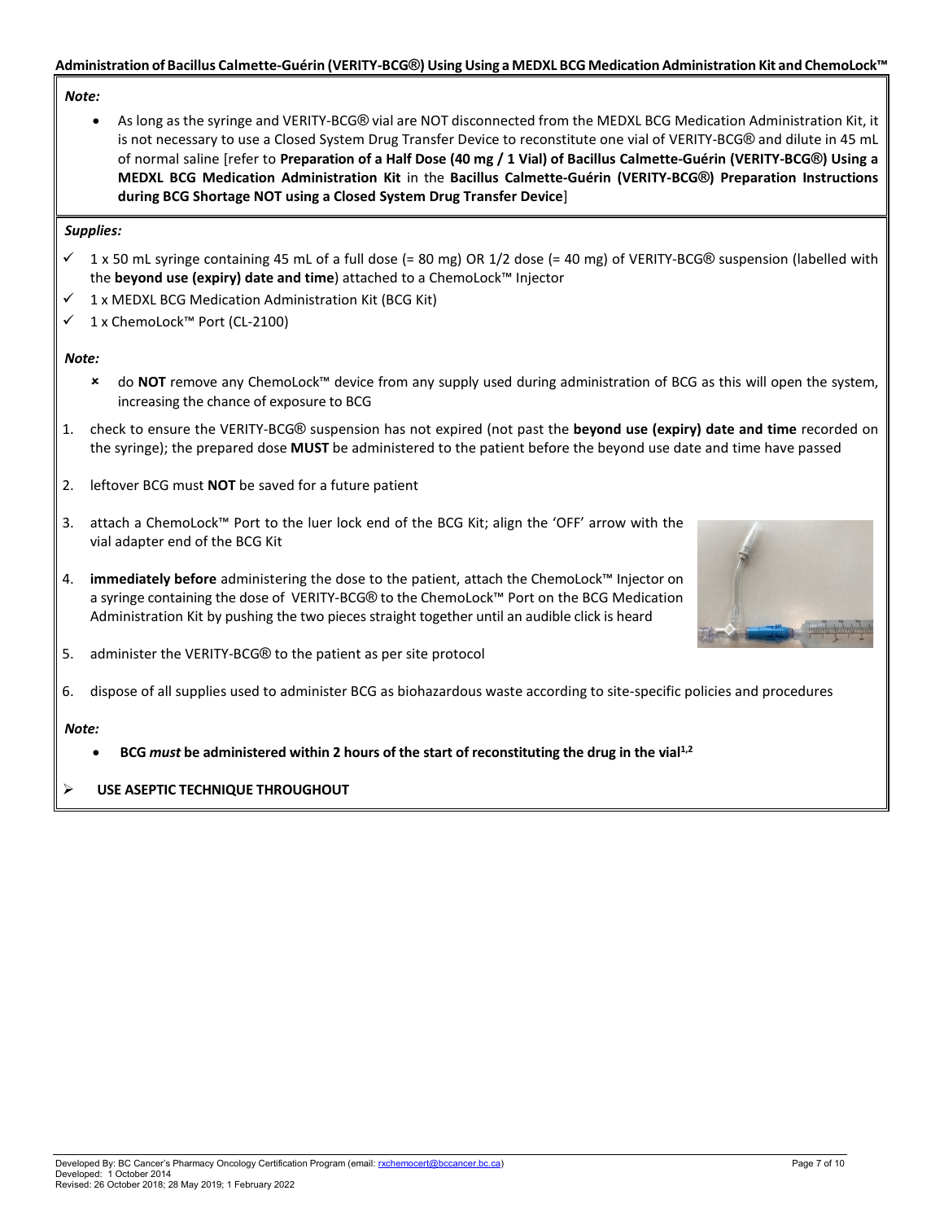**Administration of Bacillus Calmette-Guérin (VERITY-BCG®) Using Using a MEDXL BCG Medication Administration Kit and ChemoLock™**

***Note:***

- As long as the syringe and VERITY-BCG® vial are NOT disconnected from the MEDXL BCG Medication Administration Kit, it is not necessary to use a Closed System Drug Transfer Device to reconstitute one vial of VERITY-BCG® and dilute in 45 mL of normal saline [refer to **Preparation of a Half Dose (40 mg / 1 Vial) of Bacillus Calmette-Guérin (VERITY-BCG®) Using a MEDXL BCG Medication Administration Kit** in the **Bacillus Calmette-Guérin (VERITY-BCG®) Preparation Instructions during BCG Shortage NOT using a Closed System Drug Transfer Device**]

***Supplies:***

- ✓ 1 x 50 mL syringe containing 45 mL of a full dose (= 80 mg) OR 1/2 dose (= 40 mg) of VERITY-BCG® suspension (labelled with the **beyond use (expiry) date and time**) attached to a ChemoLock™ Injector
- ✓ 1 x MEDXL BCG Medication Administration Kit (BCG Kit)
- ✓ 1 x ChemoLock™ Port (CL-2100)

***Note:***

- ✗ do **NOT** remove any ChemoLock™ device from any supply used during administration of BCG as this will open the system, increasing the chance of exposure to BCG

1. check to ensure the VERITY-BCG® suspension has not expired (not past the **beyond use (expiry) date and time** recorded on the syringe); the prepared dose **MUST** be administered to the patient before the beyond use date and time have passed
2. leftover BCG must **NOT** be saved for a future patient
3. attach a ChemoLock™ Port to the luer lock end of the BCG Kit; align the 'OFF' arrow with the vial adapter end of the BCG Kit
4. **immediately before** administering the dose to the patient, attach the ChemoLock™ Injector on a syringe containing the dose of VERITY-BCG® to the ChemoLock™ Port on the BCG Medication Administration Kit by pushing the two pieces straight together until an audible click is heard
5. administer the VERITY-BCG® to the patient as per site protocol
6. dispose of all supplies used to administer BCG as biohazardous waste according to site-specific policies and procedures

***Note:***

- **BCG *must* be administered within 2 hours of the start of reconstituting the drug in the vial[1,2]**

➢ **USE ASEPTIC TECHNIQUE THROUGHOUT**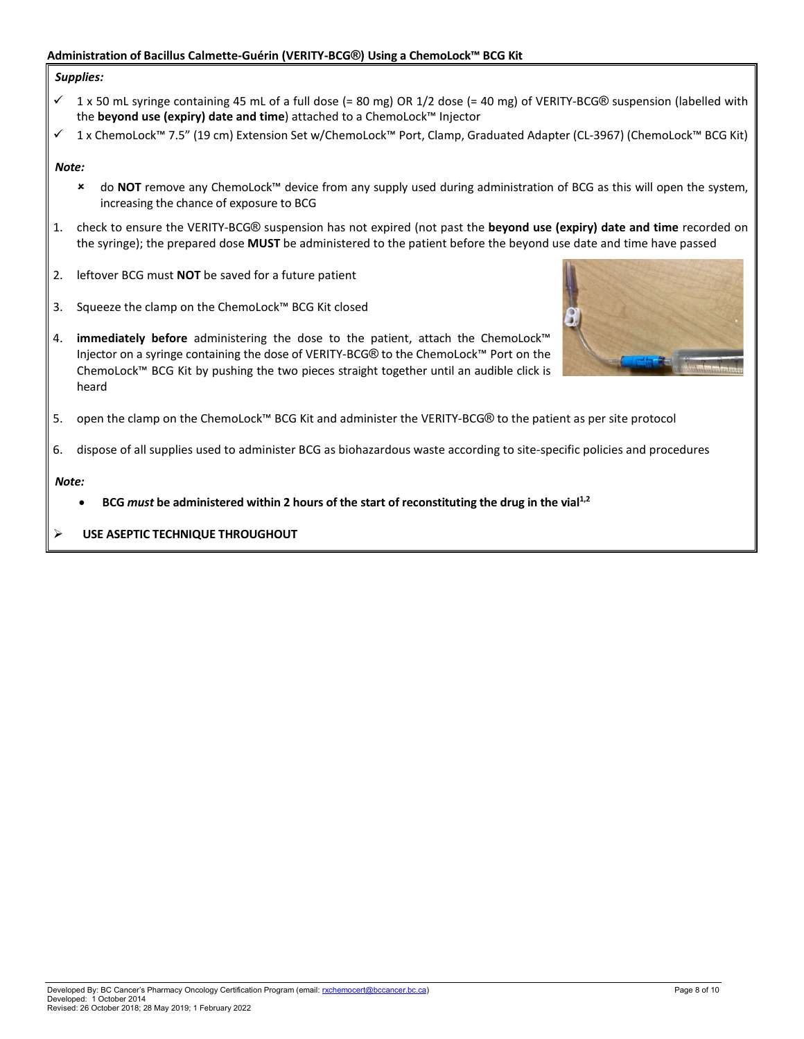**Administration of Bacillus Calmette-Guérin (VERITY-BCG®) Using a ChemoLock™ BCG Kit**

***Supplies:***

- ✓ 1 x 50 mL syringe containing 45 mL of a full dose (= 80 mg) OR 1/2 dose (= 40 mg) of VERITY-BCG® suspension (labelled with the **beyond use (expiry) date and time**) attached to a ChemoLock™ Injector
- ✓ 1 x ChemoLock™ 7.5" (19 cm) Extension Set w/ChemoLock™ Port, Clamp, Graduated Adapter (CL-3967) (ChemoLock™ BCG Kit)

***Note:***

- ✗ do **NOT** remove any ChemoLock™ device from any supply used during administration of BCG as this will open the system, increasing the chance of exposure to BCG

1. check to ensure the VERITY-BCG® suspension has not expired (not past the **beyond use (expiry) date and time** recorded on the syringe); the prepared dose **MUST** be administered to the patient before the beyond use date and time have passed
2. leftover BCG must **NOT** be saved for a future patient
3. Squeeze the clamp on the ChemoLock™ BCG Kit closed
4. **immediately before** administering the dose to the patient, attach the ChemoLock™ Injector on a syringe containing the dose of VERITY-BCG® to the ChemoLock™ Port on the ChemoLock™ BCG Kit by pushing the two pieces straight together until an audible click is heard
5. open the clamp on the ChemoLock™ BCG Kit and administer the VERITY-BCG® to the patient as per site protocol
6. dispose of all supplies used to administer BCG as biohazardous waste according to site-specific policies and procedures

***Note:***

- **BCG *must* be administered within 2 hours of the start of reconstituting the drug in the vial[1,2]**

➢ **USE ASEPTIC TECHNIQUE THROUGHOUT**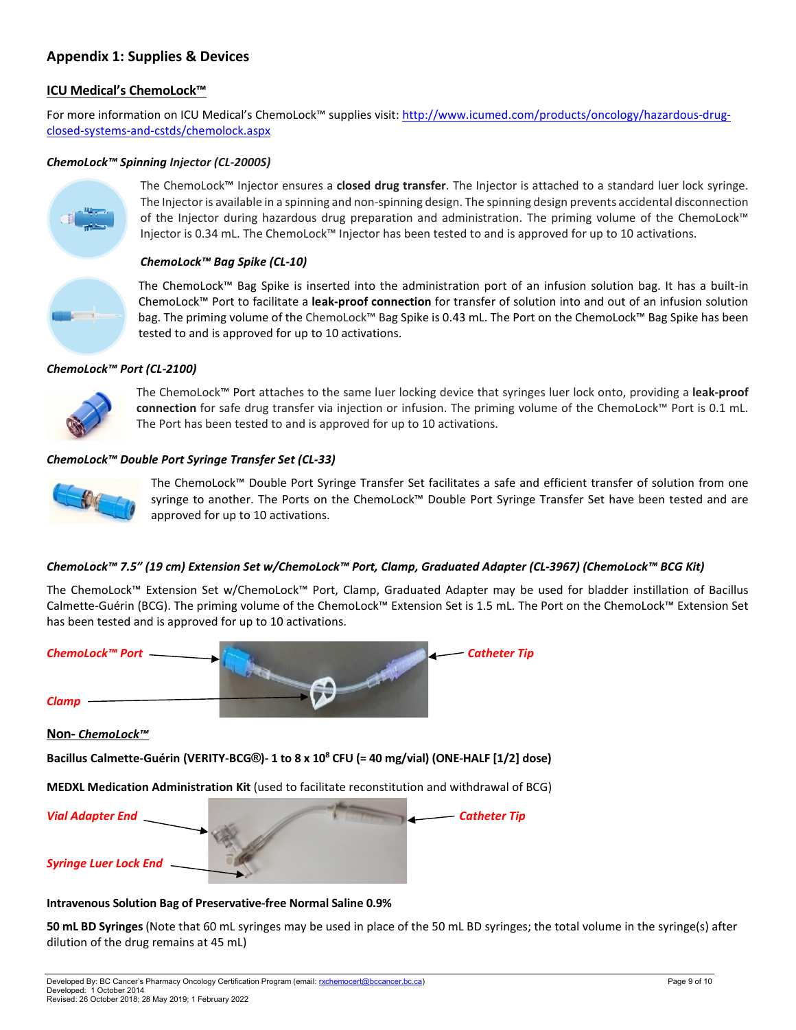## Appendix 1: Supplies & Devices

### ICU Medical's ChemoLock™

For more information on ICU Medical's ChemoLock™ supplies visit: http://www.icumed.com/products/oncology/hazardous-drug-closed-systems-and-cstds/chemolock.aspx

#### *ChemoLock™ Spinning Injector (CL-2000S)*

The ChemoLock™ Injector ensures a **closed drug transfer**. The Injector is attached to a standard luer lock syringe. The Injector is available in a spinning and non-spinning design. The spinning design prevents accidental disconnection of the Injector during hazardous drug preparation and administration. The priming volume of the ChemoLock™ Injector is 0.34 mL. The ChemoLock™ Injector has been tested to and is approved for up to 10 activations.

#### *ChemoLock™ Bag Spike (CL-10)*

The ChemoLock™ Bag Spike is inserted into the administration port of an infusion solution bag. It has a built-in ChemoLock™ Port to facilitate a **leak-proof connection** for transfer of solution into and out of an infusion solution bag. The priming volume of the ChemoLock™ Bag Spike is 0.43 mL. The Port on the ChemoLock™ Bag Spike has been tested to and is approved for up to 10 activations.

#### *ChemoLock™ Port (CL-2100)*

The ChemoLock™ Port attaches to the same luer locking device that syringes luer lock onto, providing a **leak-proof connection** for safe drug transfer via injection or infusion. The priming volume of the ChemoLock™ Port is 0.1 mL. The Port has been tested to and is approved for up to 10 activations.

#### *ChemoLock™ Double Port Syringe Transfer Set (CL-33)*

The ChemoLock™ Double Port Syringe Transfer Set facilitates a safe and efficient transfer of solution from one syringe to another. The Ports on the ChemoLock™ Double Port Syringe Transfer Set have been tested and are approved for up to 10 activations.

#### *ChemoLock™ 7.5" (19 cm) Extension Set w/ChemoLock™ Port, Clamp, Graduated Adapter (CL-3967) (ChemoLock™ BCG Kit)*

The ChemoLock™ Extension Set w/ChemoLock™ Port, Clamp, Graduated Adapter may be used for bladder instillation of Bacillus Calmette-Guérin (BCG). The priming volume of the ChemoLock™ Extension Set is 1.5 mL. The Port on the ChemoLock™ Extension Set has been tested and is approved for up to 10 activations.

*ChemoLock™ Port* — *Catheter Tip* — *Clamp*

### Non- *ChemoLock™*

**Bacillus Calmette-Guérin (VERITY-BCG®)- 1 to 8 x $10^8$ CFU (= 40 mg/vial) (ONE-HALF [1/2] dose)**

**MEDXL Medication Administration Kit** (used to facilitate reconstitution and withdrawal of BCG)

*Vial Adapter End* — *Catheter Tip* — *Syringe Luer Lock End*

**Intravenous Solution Bag of Preservative-free Normal Saline 0.9%**

**50 mL BD Syringes** (Note that 60 mL syringes may be used in place of the 50 mL BD syringes; the total volume in the syringe(s) after dilution of the drug remains at 45 mL)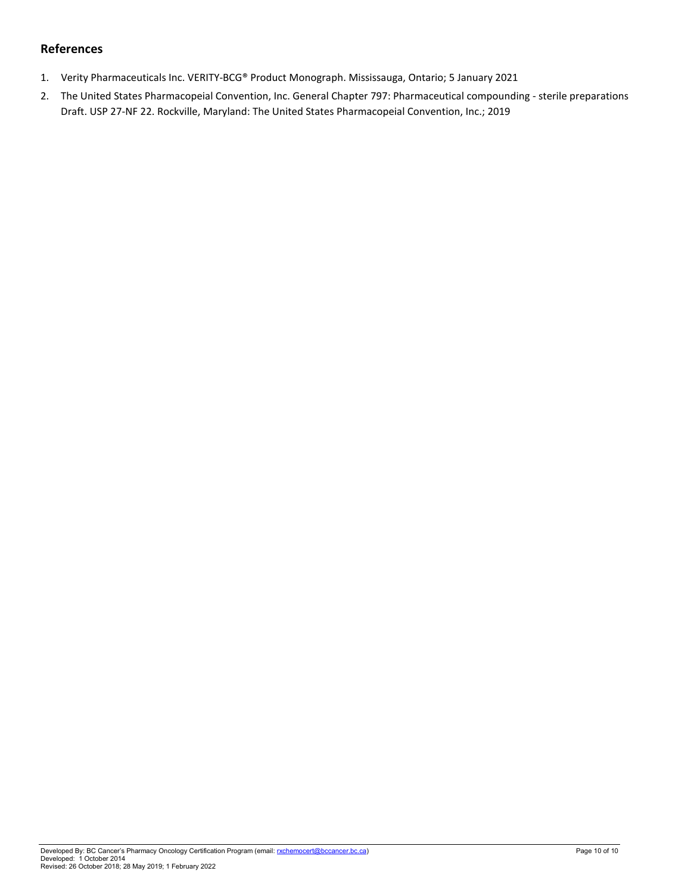## References

1. Verity Pharmaceuticals Inc. VERITY-BCG® Product Monograph. Mississauga, Ontario; 5 January 2021
2. The United States Pharmacopeial Convention, Inc. General Chapter 797: Pharmaceutical compounding - sterile preparations Draft. USP 27-NF 22. Rockville, Maryland: The United States Pharmacopeial Convention, Inc.; 2019